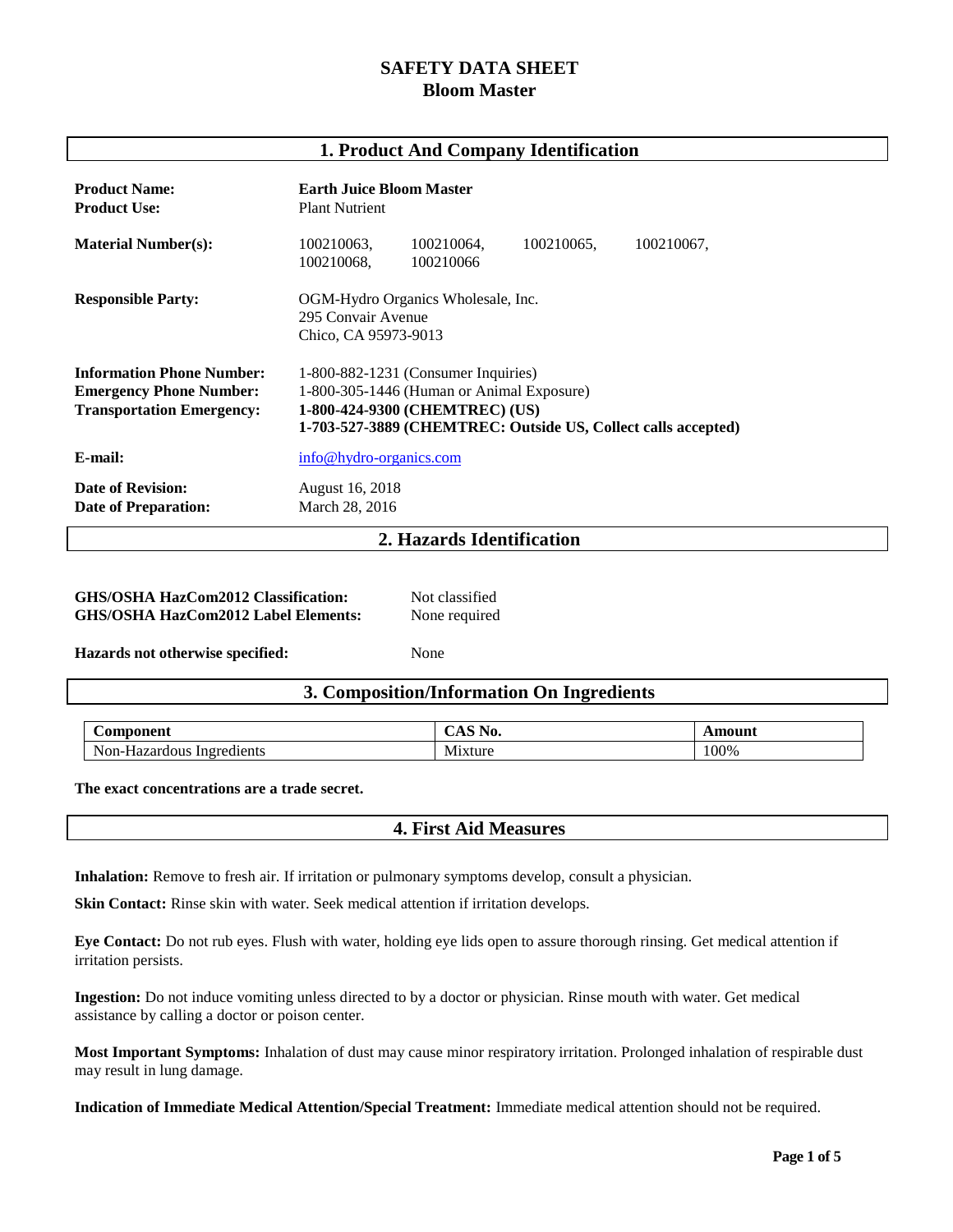# SAFETY DATA SHEET
# Bloom Master

## 1. Product And Company Identification

**Product Name:** **Earth Juice Bloom Master**
**Product Use:** Plant Nutrient

**Material Number(s):** 100210063, 100210064, 100210065, 100210067, 100210068, 100210066

**Responsible Party:** OGM-Hydro Organics Wholesale, Inc.
295 Convair Avenue
Chico, CA 95973-9013

**Information Phone Number:** 1-800-882-1231 (Consumer Inquiries)
**Emergency Phone Number:** 1-800-305-1446 (Human or Animal Exposure)
**Transportation Emergency:** **1-800-424-9300 (CHEMTREC) (US)**
**1-703-527-3889 (CHEMTREC: Outside US, Collect calls accepted)**

**E-mail:** info@hydro-organics.com

**Date of Revision:** August 16, 2018
**Date of Preparation:** March 28, 2016

## 2. Hazards Identification

**GHS/OSHA HazCom2012 Classification:** Not classified
**GHS/OSHA HazCom2012 Label Elements:** None required

**Hazards not otherwise specified:** None

## 3. Composition/Information On Ingredients

| Component | CAS No. | Amount |
|---|---|---|
| Non-Hazardous Ingredients | Mixture | 100% |

**The exact concentrations are a trade secret.**

## 4. First Aid Measures

**Inhalation:** Remove to fresh air. If irritation or pulmonary symptoms develop, consult a physician.

**Skin Contact:** Rinse skin with water. Seek medical attention if irritation develops.

**Eye Contact:** Do not rub eyes. Flush with water, holding eye lids open to assure thorough rinsing. Get medical attention if irritation persists.

**Ingestion:** Do not induce vomiting unless directed to by a doctor or physician. Rinse mouth with water. Get medical assistance by calling a doctor or poison center.

**Most Important Symptoms:** Inhalation of dust may cause minor respiratory irritation. Prolonged inhalation of respirable dust may result in lung damage.

**Indication of Immediate Medical Attention/Special Treatment:** Immediate medical attention should not be required.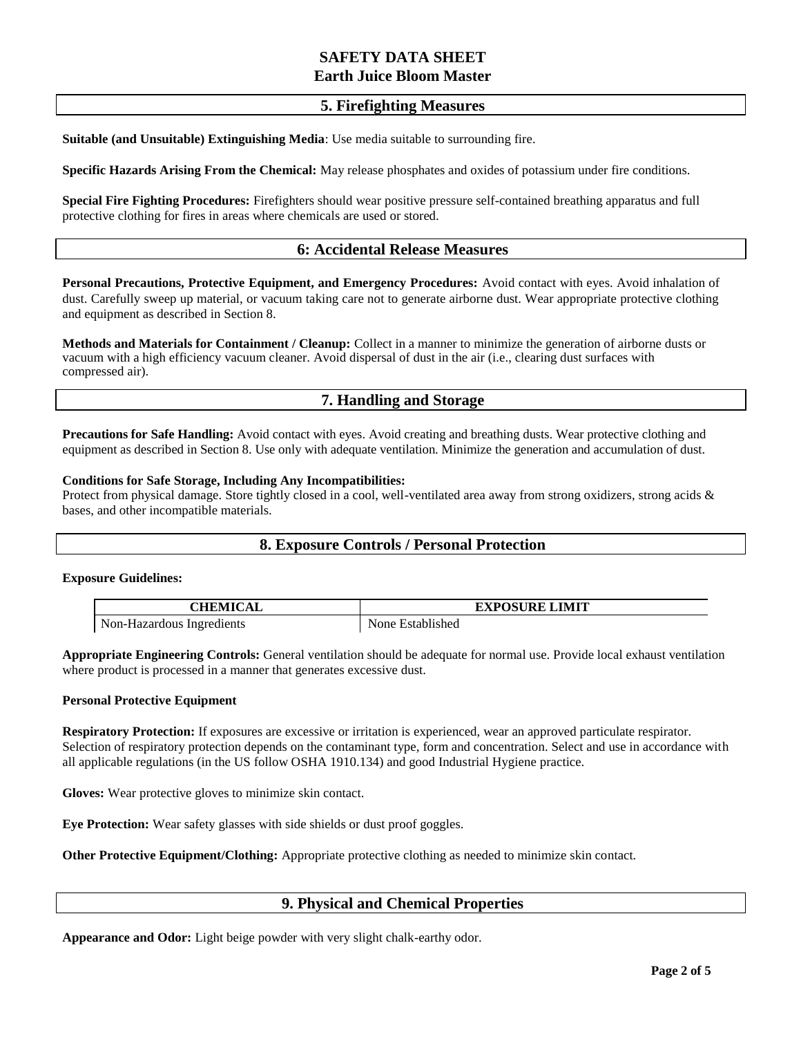## 5. Firefighting Measures

**Suitable (and Unsuitable) Extinguishing Media**: Use media suitable to surrounding fire.

**Specific Hazards Arising From the Chemical:** May release phosphates and oxides of potassium under fire conditions.

**Special Fire Fighting Procedures:** Firefighters should wear positive pressure self-contained breathing apparatus and full protective clothing for fires in areas where chemicals are used or stored.

## 6: Accidental Release Measures

**Personal Precautions, Protective Equipment, and Emergency Procedures:** Avoid contact with eyes. Avoid inhalation of dust. Carefully sweep up material, or vacuum taking care not to generate airborne dust. Wear appropriate protective clothing and equipment as described in Section 8.

**Methods and Materials for Containment / Cleanup:** Collect in a manner to minimize the generation of airborne dusts or vacuum with a high efficiency vacuum cleaner. Avoid dispersal of dust in the air (i.e., clearing dust surfaces with compressed air).

## 7. Handling and Storage

**Precautions for Safe Handling:** Avoid contact with eyes. Avoid creating and breathing dusts. Wear protective clothing and equipment as described in Section 8. Use only with adequate ventilation. Minimize the generation and accumulation of dust.

**Conditions for Safe Storage, Including Any Incompatibilities:**
Protect from physical damage. Store tightly closed in a cool, well-ventilated area away from strong oxidizers, strong acids & bases, and other incompatible materials.

## 8. Exposure Controls / Personal Protection

**Exposure Guidelines:**

| CHEMICAL | EXPOSURE LIMIT |
|---|---|
| Non-Hazardous Ingredients | None Established |

**Appropriate Engineering Controls:** General ventilation should be adequate for normal use. Provide local exhaust ventilation where product is processed in a manner that generates excessive dust.

**Personal Protective Equipment**

**Respiratory Protection:** If exposures are excessive or irritation is experienced, wear an approved particulate respirator. Selection of respiratory protection depends on the contaminant type, form and concentration. Select and use in accordance with all applicable regulations (in the US follow OSHA 1910.134) and good Industrial Hygiene practice.

**Gloves:** Wear protective gloves to minimize skin contact.

**Eye Protection:** Wear safety glasses with side shields or dust proof goggles.

**Other Protective Equipment/Clothing:** Appropriate protective clothing as needed to minimize skin contact.

## 9. Physical and Chemical Properties

**Appearance and Odor:** Light beige powder with very slight chalk-earthy odor.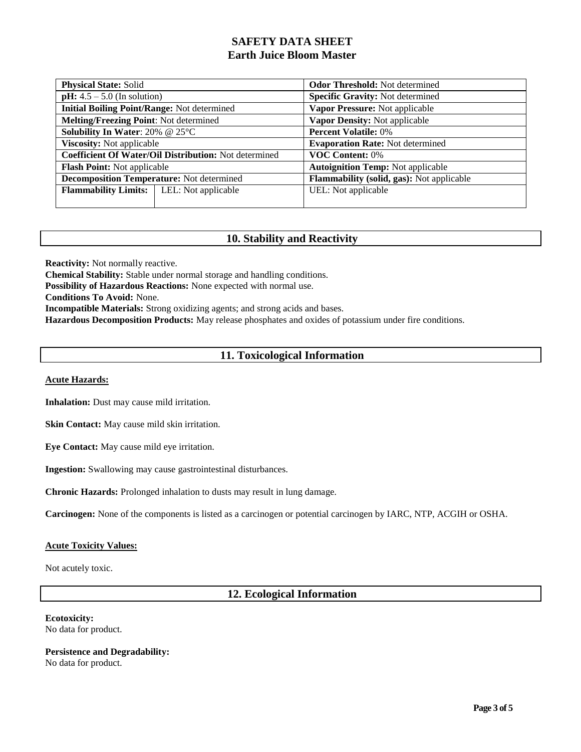| **Physical State:** Solid | | **Odor Threshold:** Not determined |
|---|---|---|
| **pH:** 4.5 – 5.0 (In solution) | | **Specific Gravity:** Not determined |
| **Initial Boiling Point/Range:** Not determined | | **Vapor Pressure:** Not applicable |
| **Melting/Freezing Point**: Not determined | | **Vapor Density:** Not applicable |
| **Solubility In Water**: 20% @ 25°C | | **Percent Volatile:** 0% |
| **Viscosity:** Not applicable | | **Evaporation Rate:** Not determined |
| **Coefficient Of Water/Oil Distribution:** Not determined | | **VOC Content:** 0% |
| **Flash Point:** Not applicable | | **Autoignition Temp:** Not applicable |
| **Decomposition Temperature:** Not determined | | **Flammability (solid, gas):** Not applicable |
| **Flammability Limits:** | LEL: Not applicable | UEL: Not applicable |

## 10. Stability and Reactivity

**Reactivity:** Not normally reactive.
**Chemical Stability:** Stable under normal storage and handling conditions.
**Possibility of Hazardous Reactions:** None expected with normal use.
**Conditions To Avoid:** None.
**Incompatible Materials:** Strong oxidizing agents; and strong acids and bases.
**Hazardous Decomposition Products:** May release phosphates and oxides of potassium under fire conditions.

## 11. Toxicological Information

**Acute Hazards:**

**Inhalation:** Dust may cause mild irritation.

**Skin Contact:** May cause mild skin irritation.

**Eye Contact:** May cause mild eye irritation.

**Ingestion:** Swallowing may cause gastrointestinal disturbances.

**Chronic Hazards:** Prolonged inhalation to dusts may result in lung damage.

**Carcinogen:** None of the components is listed as a carcinogen or potential carcinogen by IARC, NTP, ACGIH or OSHA.

**Acute Toxicity Values:**

Not acutely toxic.

## 12. Ecological Information

**Ecotoxicity:**
No data for product.

**Persistence and Degradability:**
No data for product.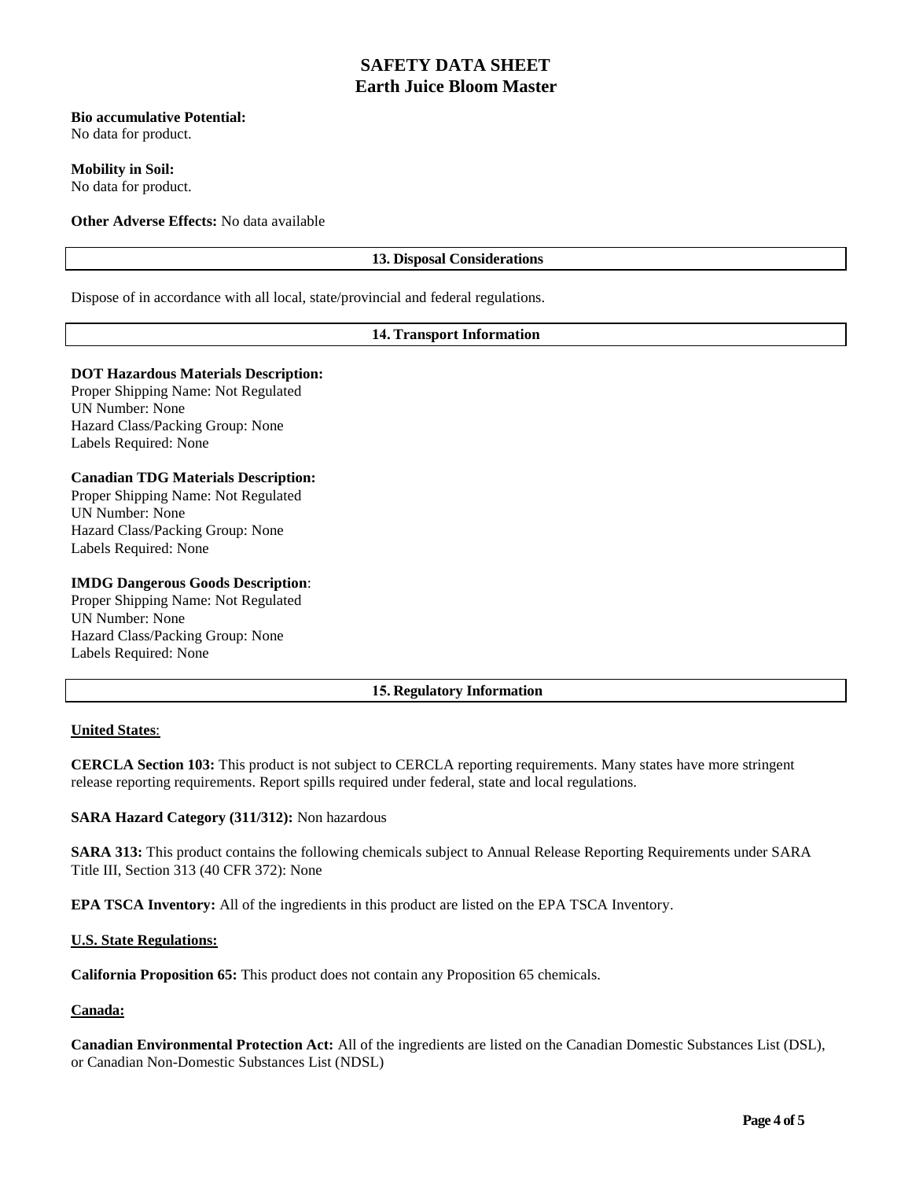**Bio accumulative Potential:**
No data for product.

**Mobility in Soil:**
No data for product.

**Other Adverse Effects:** No data available

## 13. Disposal Considerations

Dispose of in accordance with all local, state/provincial and federal regulations.

## 14. Transport Information

**DOT Hazardous Materials Description:**
Proper Shipping Name: Not Regulated
UN Number: None
Hazard Class/Packing Group: None
Labels Required: None

**Canadian TDG Materials Description:**
Proper Shipping Name: Not Regulated
UN Number: None
Hazard Class/Packing Group: None
Labels Required: None

**IMDG Dangerous Goods Description**:
Proper Shipping Name: Not Regulated
UN Number: None
Hazard Class/Packing Group: None
Labels Required: None

## 15. Regulatory Information

**United States**:

**CERCLA Section 103:** This product is not subject to CERCLA reporting requirements. Many states have more stringent release reporting requirements. Report spills required under federal, state and local regulations.

**SARA Hazard Category (311/312):** Non hazardous

**SARA 313:** This product contains the following chemicals subject to Annual Release Reporting Requirements under SARA Title III, Section 313 (40 CFR 372): None

**EPA TSCA Inventory:** All of the ingredients in this product are listed on the EPA TSCA Inventory.

**U.S. State Regulations:**

**California Proposition 65:** This product does not contain any Proposition 65 chemicals.

**Canada:**

**Canadian Environmental Protection Act:** All of the ingredients are listed on the Canadian Domestic Substances List (DSL), or Canadian Non-Domestic Substances List (NDSL)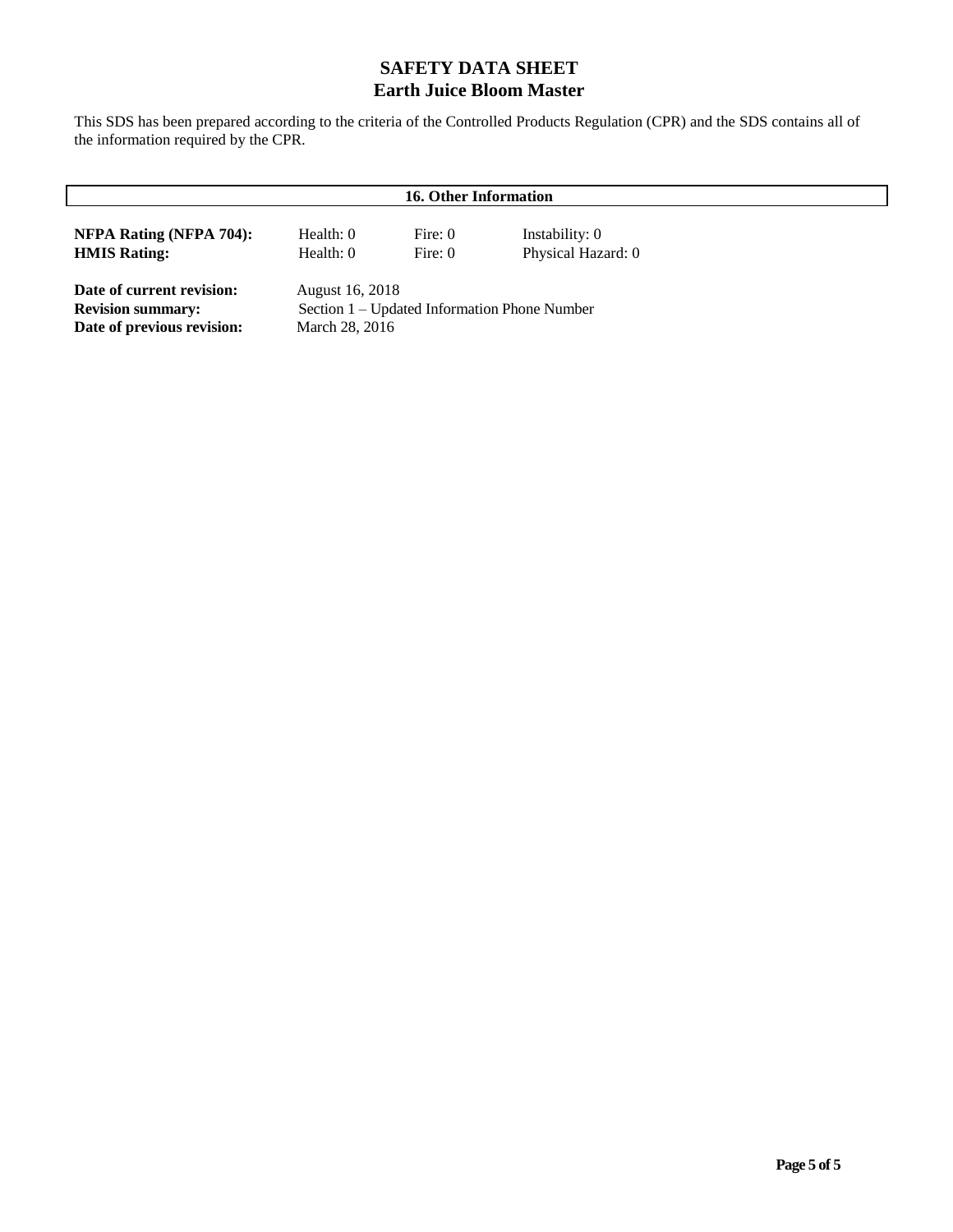# SAFETY DATA SHEET
## Earth Juice Bloom Master

This SDS has been prepared according to the criteria of the Controlled Products Regulation (CPR) and the SDS contains all of the information required by the CPR.

### 16. Other Information

| | | | |
|---|---|---|---|
| **NFPA Rating (NFPA 704):** | Health: 0 | Fire: 0 | Instability: 0 |
| **HMIS Rating:** | Health: 0 | Fire: 0 | Physical Hazard: 0 |

**Date of current revision:** August 16, 2018
**Revision summary:** Section 1 – Updated Information Phone Number
**Date of previous revision:** March 28, 2016